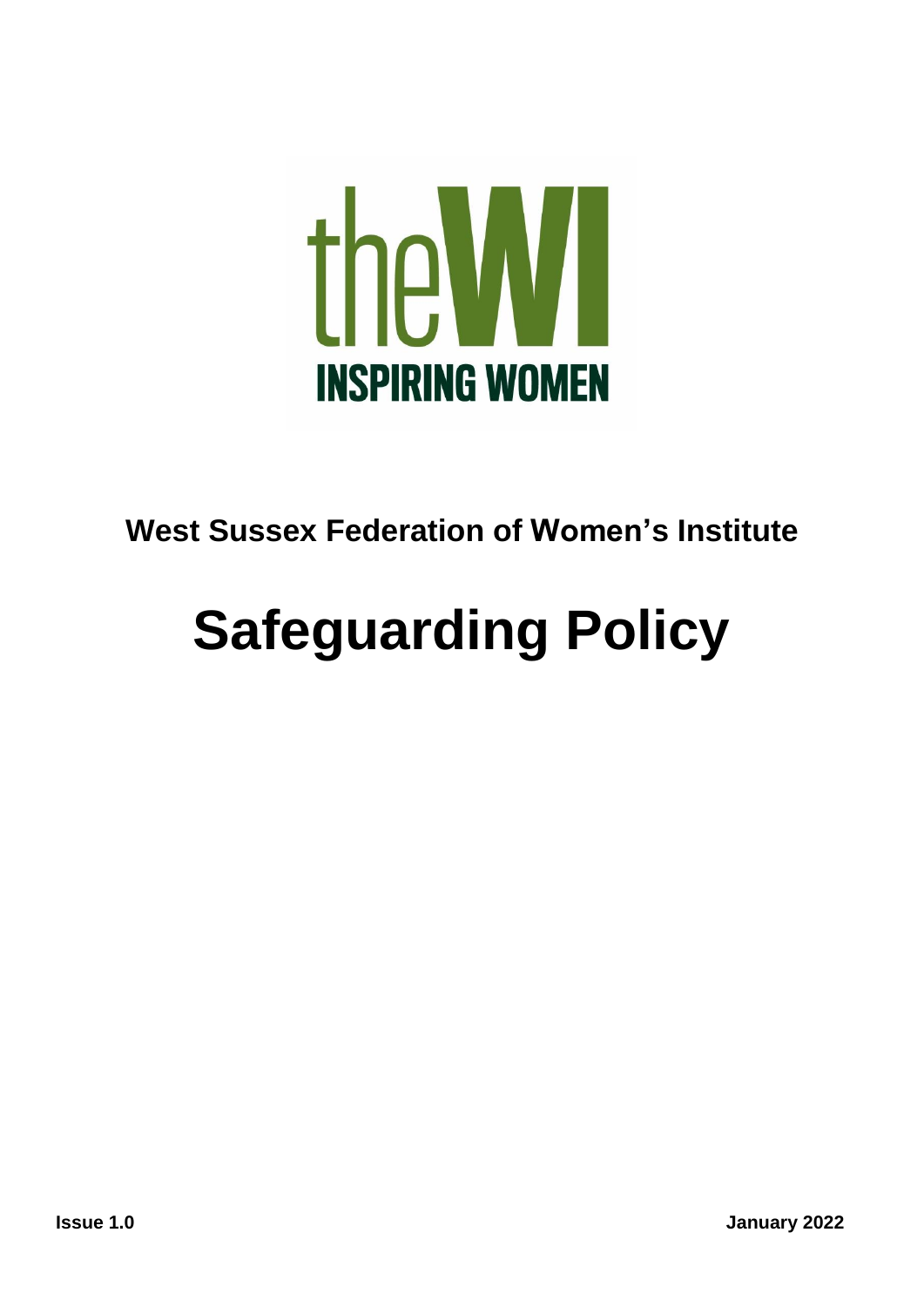theWI
INSPIRING WOMEN

## West Sussex Federation of Women's Institute

# Safeguarding Policy

**Issue 1.0** **January 2022**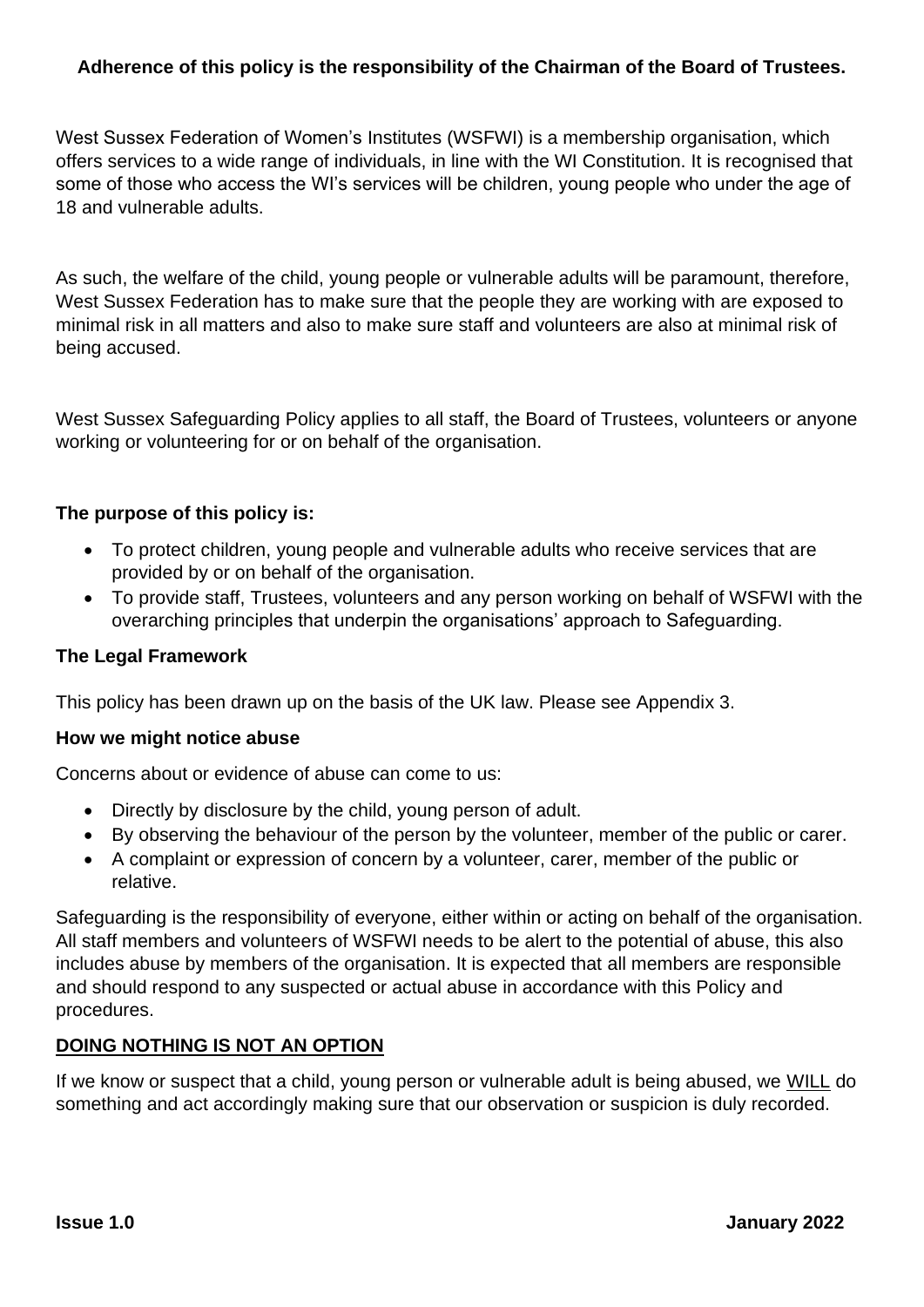**Adherence of this policy is the responsibility of the Chairman of the Board of Trustees.**

West Sussex Federation of Women's Institutes (WSFWI) is a membership organisation, which offers services to a wide range of individuals, in line with the WI Constitution. It is recognised that some of those who access the WI's services will be children, young people who under the age of 18 and vulnerable adults.

As such, the welfare of the child, young people or vulnerable adults will be paramount, therefore, West Sussex Federation has to make sure that the people they are working with are exposed to minimal risk in all matters and also to make sure staff and volunteers are also at minimal risk of being accused.

West Sussex Safeguarding Policy applies to all staff, the Board of Trustees, volunteers or anyone working or volunteering for or on behalf of the organisation.

**The purpose of this policy is:**

- To protect children, young people and vulnerable adults who receive services that are provided by or on behalf of the organisation.
- To provide staff, Trustees, volunteers and any person working on behalf of WSFWI with the overarching principles that underpin the organisations' approach to Safeguarding.

**The Legal Framework**

This policy has been drawn up on the basis of the UK law. Please see Appendix 3.

**How we might notice abuse**

Concerns about or evidence of abuse can come to us:

- Directly by disclosure by the child, young person of adult.
- By observing the behaviour of the person by the volunteer, member of the public or carer.
- A complaint or expression of concern by a volunteer, carer, member of the public or relative.

Safeguarding is the responsibility of everyone, either within or acting on behalf of the organisation. All staff members and volunteers of WSFWI needs to be alert to the potential of abuse, this also includes abuse by members of the organisation. It is expected that all members are responsible and should respond to any suspected or actual abuse in accordance with this Policy and procedures.

**DOING NOTHING IS NOT AN OPTION**

If we know or suspect that a child, young person or vulnerable adult is being abused, we WILL do something and act accordingly making sure that our observation or suspicion is duly recorded.

**Issue 1.0** **January 2022**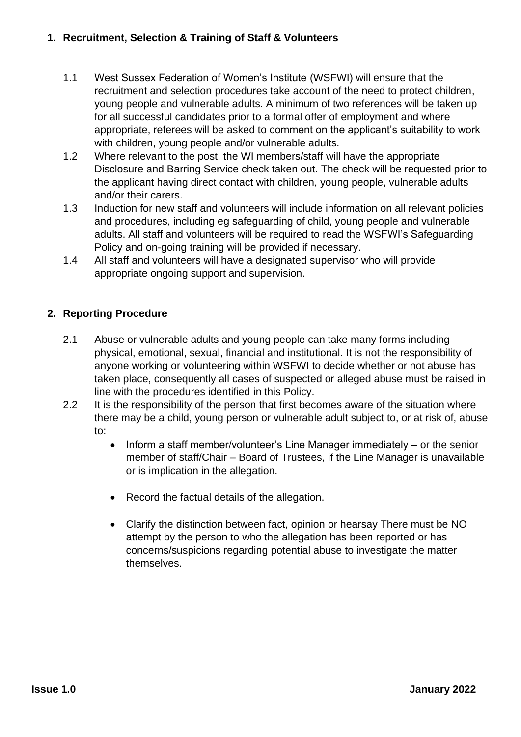## 1. Recruitment, Selection & Training of Staff & Volunteers

1.1 West Sussex Federation of Women's Institute (WSFWI) will ensure that the recruitment and selection procedures take account of the need to protect children, young people and vulnerable adults. A minimum of two references will be taken up for all successful candidates prior to a formal offer of employment and where appropriate, referees will be asked to comment on the applicant's suitability to work with children, young people and/or vulnerable adults.

1.2 Where relevant to the post, the WI members/staff will have the appropriate Disclosure and Barring Service check taken out. The check will be requested prior to the applicant having direct contact with children, young people, vulnerable adults and/or their carers.

1.3 Induction for new staff and volunteers will include information on all relevant policies and procedures, including eg safeguarding of child, young people and vulnerable adults. All staff and volunteers will be required to read the WSFWI's Safeguarding Policy and on-going training will be provided if necessary.

1.4 All staff and volunteers will have a designated supervisor who will provide appropriate ongoing support and supervision.

## 2. Reporting Procedure

2.1 Abuse or vulnerable adults and young people can take many forms including physical, emotional, sexual, financial and institutional. It is not the responsibility of anyone working or volunteering within WSFWI to decide whether or not abuse has taken place, consequently all cases of suspected or alleged abuse must be raised in line with the procedures identified in this Policy.

2.2 It is the responsibility of the person that first becomes aware of the situation where there may be a child, young person or vulnerable adult subject to, or at risk of, abuse to:

- Inform a staff member/volunteer's Line Manager immediately – or the senior member of staff/Chair – Board of Trustees, if the Line Manager is unavailable or is implication in the allegation.
- Record the factual details of the allegation.
- Clarify the distinction between fact, opinion or hearsay There must be NO attempt by the person to who the allegation has been reported or has concerns/suspicions regarding potential abuse to investigate the matter themselves.

**Issue 1.0** **January 2022**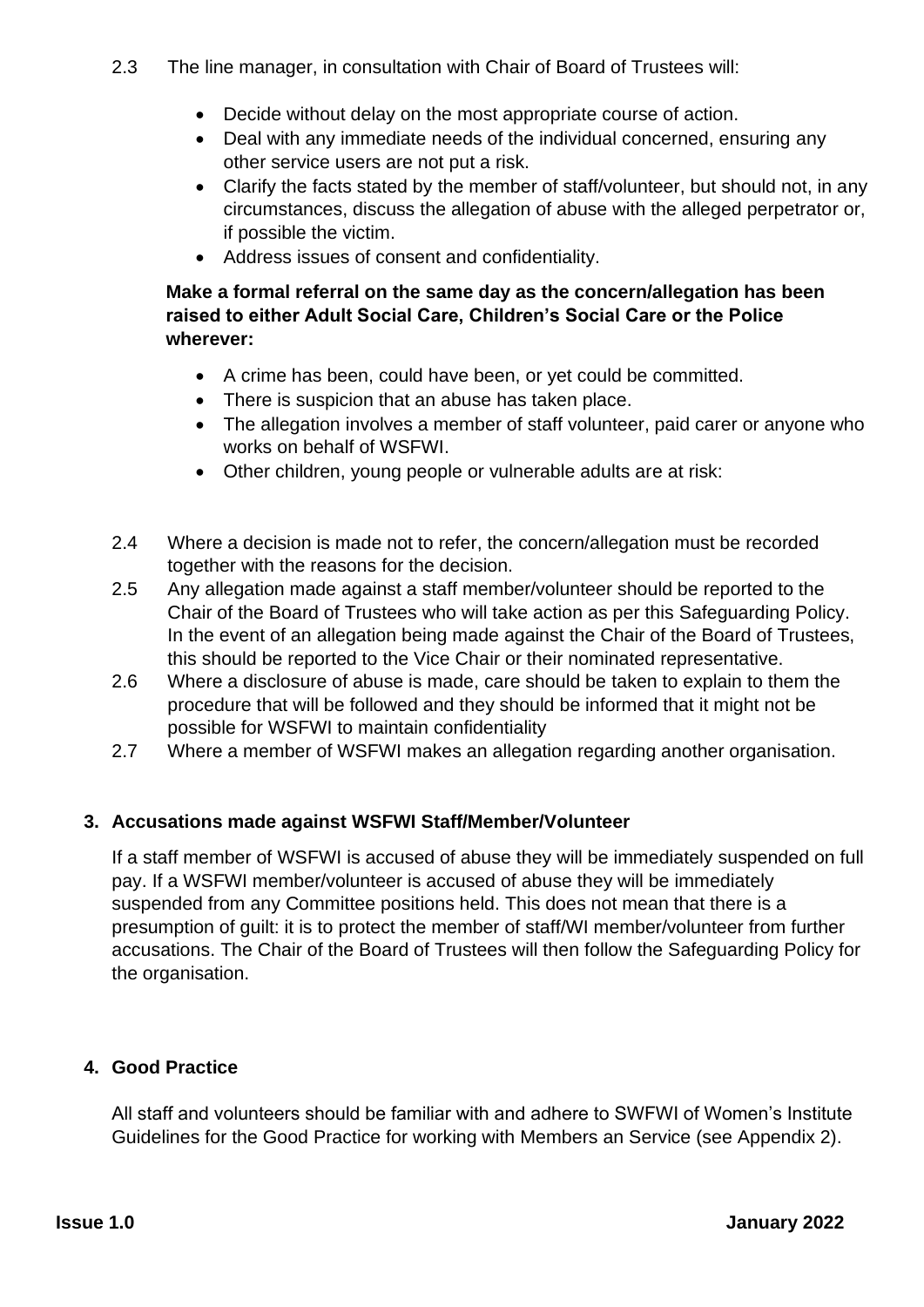2.3 The line manager, in consultation with Chair of Board of Trustees will:

- Decide without delay on the most appropriate course of action.
- Deal with any immediate needs of the individual concerned, ensuring any other service users are not put a risk.
- Clarify the facts stated by the member of staff/volunteer, but should not, in any circumstances, discuss the allegation of abuse with the alleged perpetrator or, if possible the victim.
- Address issues of consent and confidentiality.

**Make a formal referral on the same day as the concern/allegation has been raised to either Adult Social Care, Children's Social Care or the Police wherever:**

- A crime has been, could have been, or yet could be committed.
- There is suspicion that an abuse has taken place.
- The allegation involves a member of staff volunteer, paid carer or anyone who works on behalf of WSFWI.
- Other children, young people or vulnerable adults are at risk:

2.4 Where a decision is made not to refer, the concern/allegation must be recorded together with the reasons for the decision.

2.5 Any allegation made against a staff member/volunteer should be reported to the Chair of the Board of Trustees who will take action as per this Safeguarding Policy. In the event of an allegation being made against the Chair of the Board of Trustees, this should be reported to the Vice Chair or their nominated representative.

2.6 Where a disclosure of abuse is made, care should be taken to explain to them the procedure that will be followed and they should be informed that it might not be possible for WSFWI to maintain confidentiality

2.7 Where a member of WSFWI makes an allegation regarding another organisation.

## 3. Accusations made against WSFWI Staff/Member/Volunteer

If a staff member of WSFWI is accused of abuse they will be immediately suspended on full pay. If a WSFWI member/volunteer is accused of abuse they will be immediately suspended from any Committee positions held. This does not mean that there is a presumption of guilt: it is to protect the member of staff/WI member/volunteer from further accusations. The Chair of the Board of Trustees will then follow the Safeguarding Policy for the organisation.

## 4. Good Practice

All staff and volunteers should be familiar with and adhere to SWFWI of Women's Institute Guidelines for the Good Practice for working with Members an Service (see Appendix 2).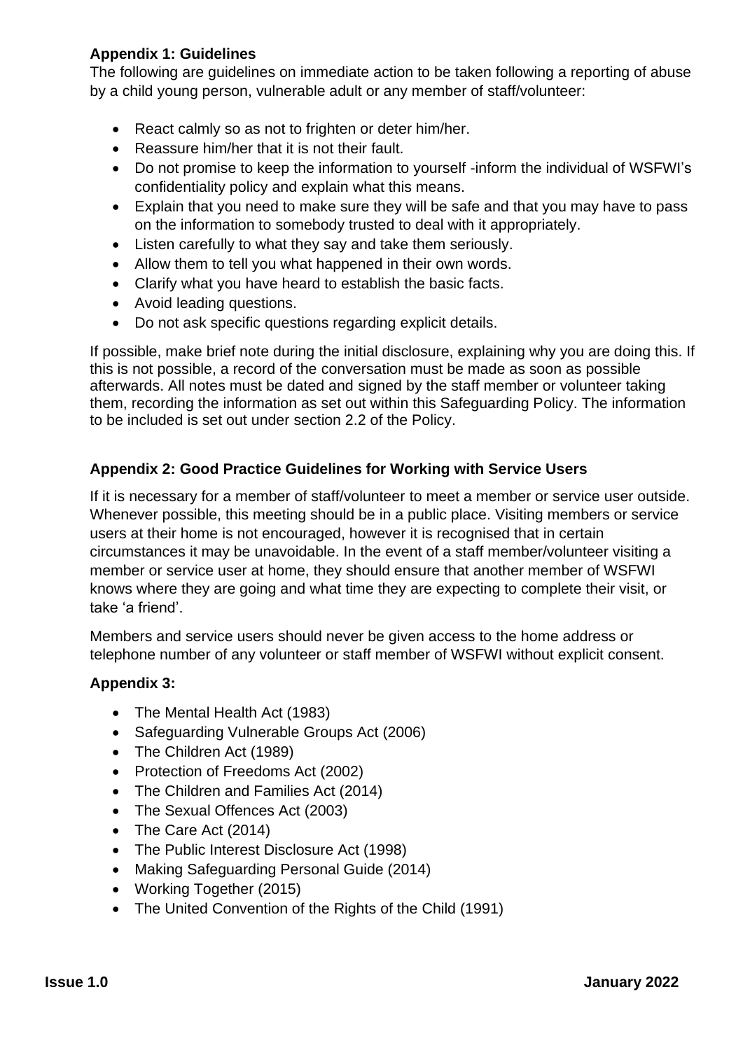**Appendix 1: Guidelines**

The following are guidelines on immediate action to be taken following a reporting of abuse by a child young person, vulnerable adult or any member of staff/volunteer:

- React calmly so as not to frighten or deter him/her.
- Reassure him/her that it is not their fault.
- Do not promise to keep the information to yourself -inform the individual of WSFWI's confidentiality policy and explain what this means.
- Explain that you need to make sure they will be safe and that you may have to pass on the information to somebody trusted to deal with it appropriately.
- Listen carefully to what they say and take them seriously.
- Allow them to tell you what happened in their own words.
- Clarify what you have heard to establish the basic facts.
- Avoid leading questions.
- Do not ask specific questions regarding explicit details.

If possible, make brief note during the initial disclosure, explaining why you are doing this. If this is not possible, a record of the conversation must be made as soon as possible afterwards. All notes must be dated and signed by the staff member or volunteer taking them, recording the information as set out within this Safeguarding Policy. The information to be included is set out under section 2.2 of the Policy.

**Appendix 2: Good Practice Guidelines for Working with Service Users**

If it is necessary for a member of staff/volunteer to meet a member or service user outside. Whenever possible, this meeting should be in a public place. Visiting members or service users at their home is not encouraged, however it is recognised that in certain circumstances it may be unavoidable. In the event of a staff member/volunteer visiting a member or service user at home, they should ensure that another member of WSFWI knows where they are going and what time they are expecting to complete their visit, or take 'a friend'.

Members and service users should never be given access to the home address or telephone number of any volunteer or staff member of WSFWI without explicit consent.

**Appendix 3:**

- The Mental Health Act (1983)
- Safeguarding Vulnerable Groups Act (2006)
- The Children Act (1989)
- Protection of Freedoms Act (2002)
- The Children and Families Act (2014)
- The Sexual Offences Act (2003)
- The Care Act (2014)
- The Public Interest Disclosure Act (1998)
- Making Safeguarding Personal Guide (2014)
- Working Together (2015)
- The United Convention of the Rights of the Child (1991)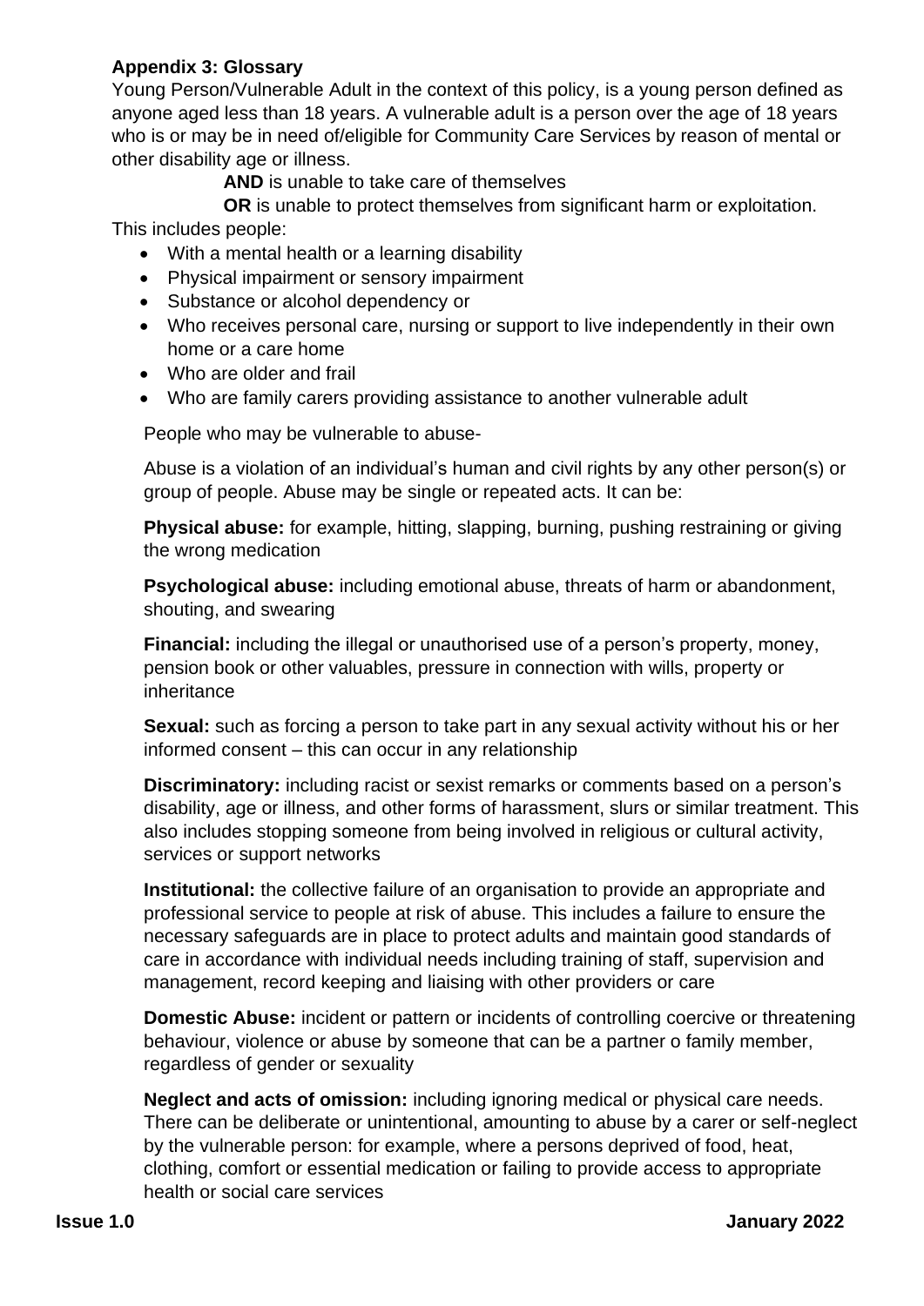**Appendix 3: Glossary**

Young Person/Vulnerable Adult in the context of this policy, is a young person defined as anyone aged less than 18 years. A vulnerable adult is a person over the age of 18 years who is or may be in need of/eligible for Community Care Services by reason of mental or other disability age or illness.

**AND** is unable to take care of themselves

**OR** is unable to protect themselves from significant harm or exploitation.

This includes people:

- With a mental health or a learning disability
- Physical impairment or sensory impairment
- Substance or alcohol dependency or
- Who receives personal care, nursing or support to live independently in their own home or a care home
- Who are older and frail
- Who are family carers providing assistance to another vulnerable adult

People who may be vulnerable to abuse-

Abuse is a violation of an individual's human and civil rights by any other person(s) or group of people. Abuse may be single or repeated acts. It can be:

**Physical abuse:** for example, hitting, slapping, burning, pushing restraining or giving the wrong medication

**Psychological abuse:** including emotional abuse, threats of harm or abandonment, shouting, and swearing

**Financial:** including the illegal or unauthorised use of a person's property, money, pension book or other valuables, pressure in connection with wills, property or inheritance

**Sexual:** such as forcing a person to take part in any sexual activity without his or her informed consent – this can occur in any relationship

**Discriminatory:** including racist or sexist remarks or comments based on a person's disability, age or illness, and other forms of harassment, slurs or similar treatment. This also includes stopping someone from being involved in religious or cultural activity, services or support networks

**Institutional:** the collective failure of an organisation to provide an appropriate and professional service to people at risk of abuse. This includes a failure to ensure the necessary safeguards are in place to protect adults and maintain good standards of care in accordance with individual needs including training of staff, supervision and management, record keeping and liaising with other providers or care

**Domestic Abuse:** incident or pattern or incidents of controlling coercive or threatening behaviour, violence or abuse by someone that can be a partner o family member, regardless of gender or sexuality

**Neglect and acts of omission:** including ignoring medical or physical care needs. There can be deliberate or unintentional, amounting to abuse by a carer or self-neglect by the vulnerable person: for example, where a persons deprived of food, heat, clothing, comfort or essential medication or failing to provide access to appropriate health or social care services